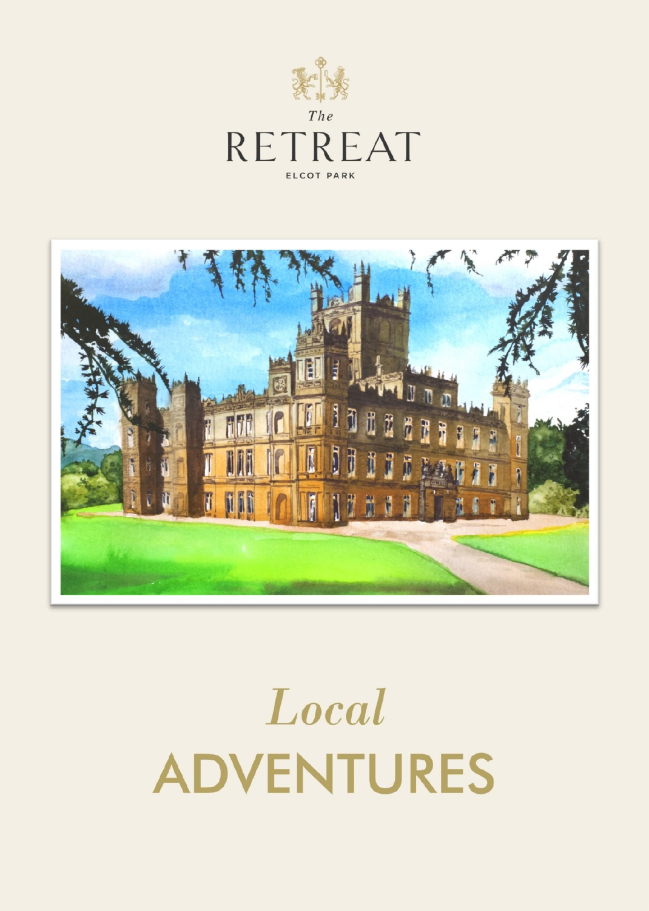*The*

# RETREAT

ELCOT PARK

# *Local* ADVENTURES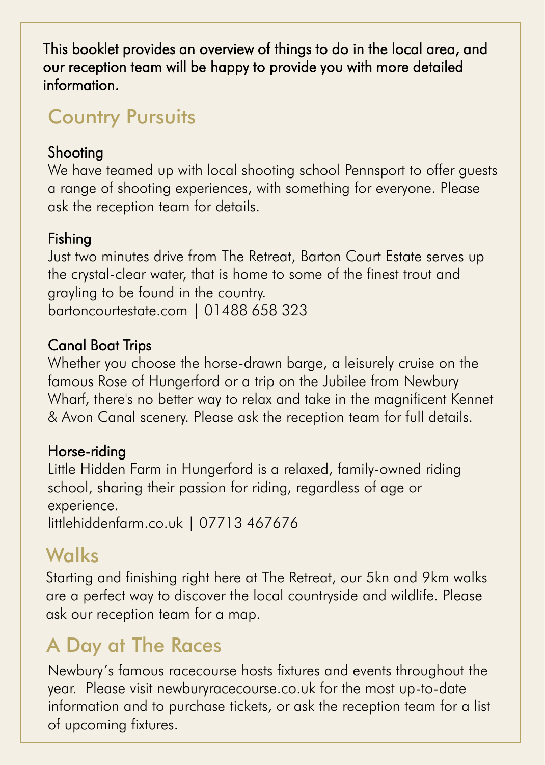This booklet provides an overview of things to do in the local area, and our reception team will be happy to provide you with more detailed information.

## Country Pursuits

### Shooting

We have teamed up with local shooting school Pennsport to offer guests a range of shooting experiences, with something for everyone. Please ask the reception team for details.

### Fishing

Just two minutes drive from The Retreat, Barton Court Estate serves up the crystal-clear water, that is home to some of the finest trout and grayling to be found in the country.
bartoncourtestate.com | 01488 658 323

### Canal Boat Trips

Whether you choose the horse-drawn barge, a leisurely cruise on the famous Rose of Hungerford or a trip on the Jubilee from Newbury Wharf, there's no better way to relax and take in the magnificent Kennet & Avon Canal scenery. Please ask the reception team for full details.

### Horse-riding

Little Hidden Farm in Hungerford is a relaxed, family-owned riding school, sharing their passion for riding, regardless of age or experience.
littlehiddenfarm.co.uk | 07713 467676

## Walks

Starting and finishing right here at The Retreat, our 5kn and 9km walks are a perfect way to discover the local countryside and wildlife. Please ask our reception team for a map.

## A Day at The Races

Newbury's famous racecourse hosts fixtures and events throughout the year. Please visit newburyracecourse.co.uk for the most up-to-date information and to purchase tickets, or ask the reception team for a list of upcoming fixtures.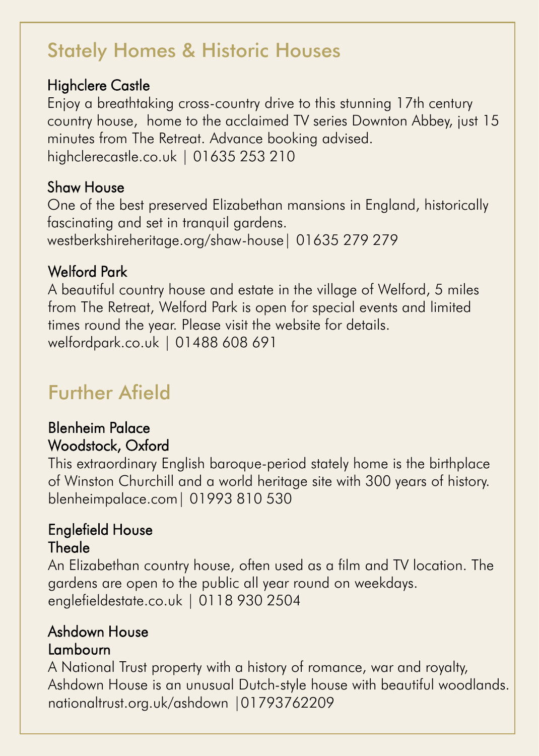## Stately Homes & Historic Houses

### Highclere Castle

Enjoy a breathtaking cross-country drive to this stunning 17th century country house, home to the acclaimed TV series Downton Abbey, just 15 minutes from The Retreat. Advance booking advised.
highclerecastle.co.uk | 01635 253 210

### Shaw House

One of the best preserved Elizabethan mansions in England, historically fascinating and set in tranquil gardens.
westberkshireheritage.org/shaw-house| 01635 279 279

### Welford Park

A beautiful country house and estate in the village of Welford, 5 miles from The Retreat, Welford Park is open for special events and limited times round the year. Please visit the website for details.
welfordpark.co.uk | 01488 608 691

## Further Afield

### Blenheim Palace
### Woodstock, Oxford

This extraordinary English baroque-period stately home is the birthplace of Winston Churchill and a world heritage site with 300 years of history.
blenheimpalace.com| 01993 810 530

### Englefield House
### Theale

An Elizabethan country house, often used as a film and TV location. The gardens are open to the public all year round on weekdays.
englefieldestate.co.uk | 0118 930 2504

### Ashdown House
### Lambourn

A National Trust property with a history of romance, war and royalty, Ashdown House is an unusual Dutch-style house with beautiful woodlands.
nationaltrust.org.uk/ashdown |01793762209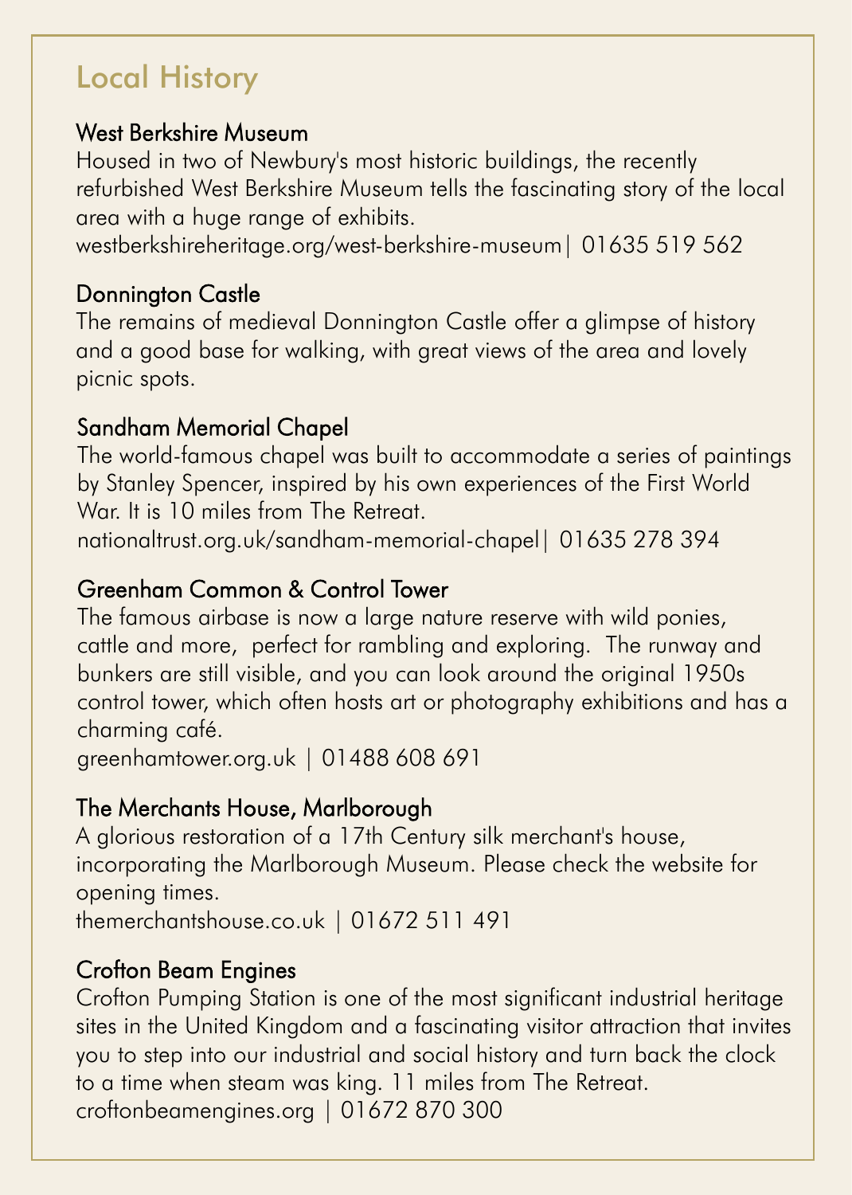## Local History

### West Berkshire Museum

Housed in two of Newbury's most historic buildings, the recently refurbished West Berkshire Museum tells the fascinating story of the local area with a huge range of exhibits.
westberkshireheritage.org/west-berkshire-museum| 01635 519 562

### Donnington Castle

The remains of medieval Donnington Castle offer a glimpse of history and a good base for walking, with great views of the area and lovely picnic spots.

### Sandham Memorial Chapel

The world-famous chapel was built to accommodate a series of paintings by Stanley Spencer, inspired by his own experiences of the First World War. It is 10 miles from The Retreat.
nationaltrust.org.uk/sandham-memorial-chapel| 01635 278 394

### Greenham Common & Control Tower

The famous airbase is now a large nature reserve with wild ponies, cattle and more, perfect for rambling and exploring. The runway and bunkers are still visible, and you can look around the original 1950s control tower, which often hosts art or photography exhibitions and has a charming café.
greenhamtower.org.uk | 01488 608 691

### The Merchants House, Marlborough

A glorious restoration of a 17th Century silk merchant's house, incorporating the Marlborough Museum. Please check the website for opening times.
themerchantshouse.co.uk | 01672 511 491

### Crofton Beam Engines

Crofton Pumping Station is one of the most significant industrial heritage sites in the United Kingdom and a fascinating visitor attraction that invites you to step into our industrial and social history and turn back the clock to a time when steam was king. 11 miles from The Retreat.
croftonbeamengines.org | 01672 870 300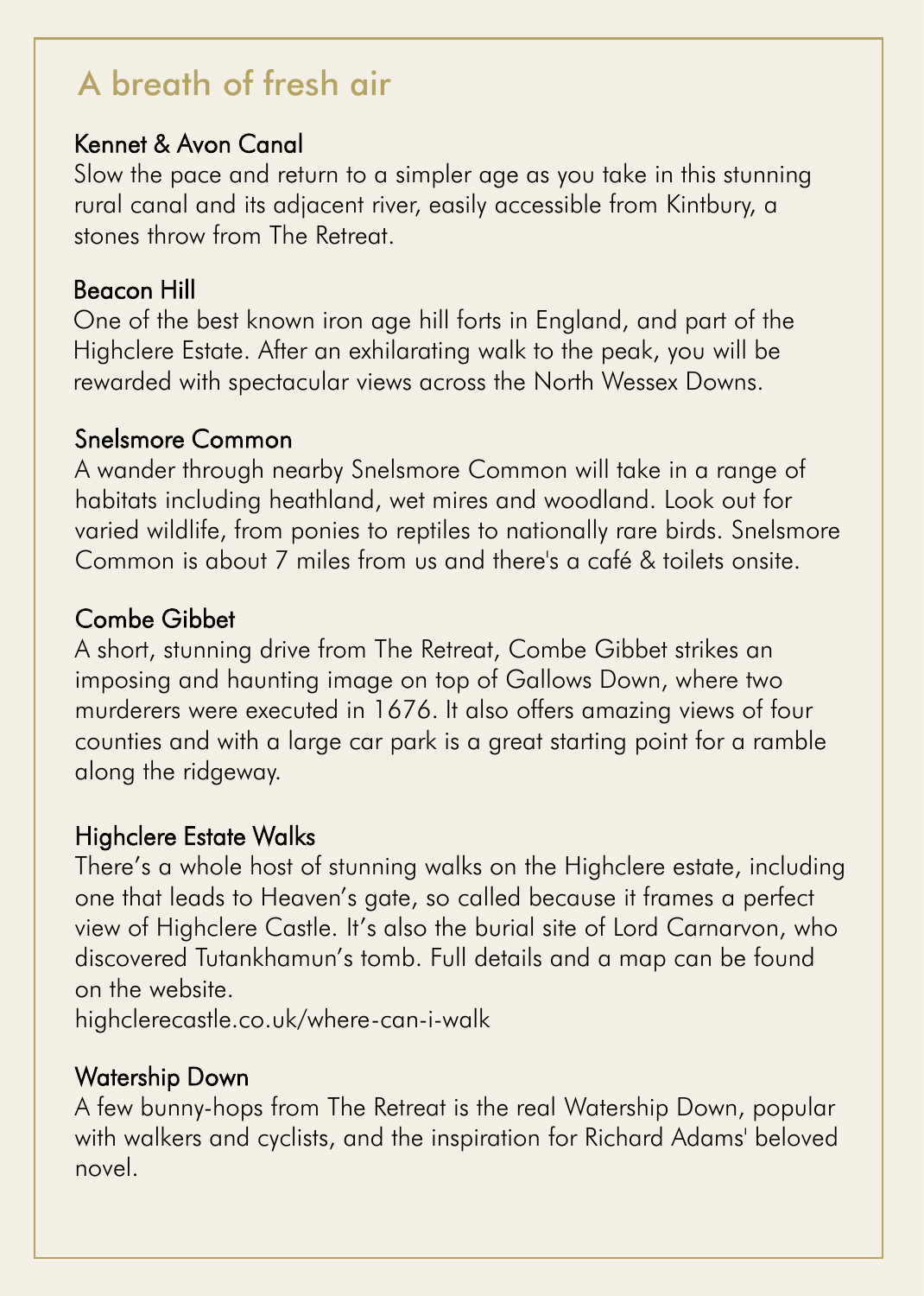# A breath of fresh air

### Kennet & Avon Canal

Slow the pace and return to a simpler age as you take in this stunning rural canal and its adjacent river, easily accessible from Kintbury, a stones throw from The Retreat.

### Beacon Hill

One of the best known iron age hill forts in England, and part of the Highclere Estate. After an exhilarating walk to the peak, you will be rewarded with spectacular views across the North Wessex Downs.

### Snelsmore Common

A wander through nearby Snelsmore Common will take in a range of habitats including heathland, wet mires and woodland. Look out for varied wildlife, from ponies to reptiles to nationally rare birds. Snelsmore Common is about 7 miles from us and there's a café & toilets onsite.

### Combe Gibbet

A short, stunning drive from The Retreat, Combe Gibbet strikes an imposing and haunting image on top of Gallows Down, where two murderers were executed in 1676. It also offers amazing views of four counties and with a large car park is a great starting point for a ramble along the ridgeway.

### Highclere Estate Walks

There's a whole host of stunning walks on the Highclere estate, including one that leads to Heaven's gate, so called because it frames a perfect view of Highclere Castle. It's also the burial site of Lord Carnarvon, who discovered Tutankhamun's tomb. Full details and a map can be found on the website.
highclerecastle.co.uk/where-can-i-walk

### Watership Down

A few bunny-hops from The Retreat is the real Watership Down, popular with walkers and cyclists, and the inspiration for Richard Adams' beloved novel.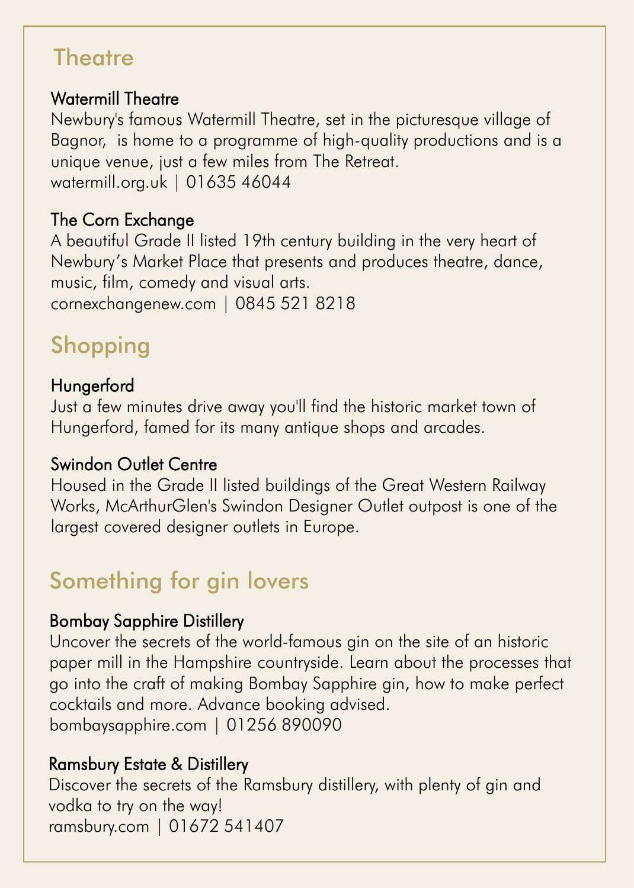## Theatre

### Watermill Theatre

Newbury's famous Watermill Theatre, set in the picturesque village of Bagnor, is home to a programme of high-quality productions and is a unique venue, just a few miles from The Retreat.
watermill.org.uk | 01635 46044

### The Corn Exchange

A beautiful Grade II listed 19th century building in the very heart of Newbury's Market Place that presents and produces theatre, dance, music, film, comedy and visual arts.
cornexchangenew.com | 0845 521 8218

## Shopping

### Hungerford

Just a few minutes drive away you'll find the historic market town of Hungerford, famed for its many antique shops and arcades.

### Swindon Outlet Centre

Housed in the Grade II listed buildings of the Great Western Railway Works, McArthurGlen's Swindon Designer Outlet outpost is one of the largest covered designer outlets in Europe.

## Something for gin lovers

### Bombay Sapphire Distillery

Uncover the secrets of the world-famous gin on the site of an historic paper mill in the Hampshire countryside. Learn about the processes that go into the craft of making Bombay Sapphire gin, how to make perfect cocktails and more. Advance booking advised.
bombaysapphire.com | 01256 890090

### Ramsbury Estate & Distillery

Discover the secrets of the Ramsbury distillery, with plenty of gin and vodka to try on the way!
ramsbury.com | 01672 541407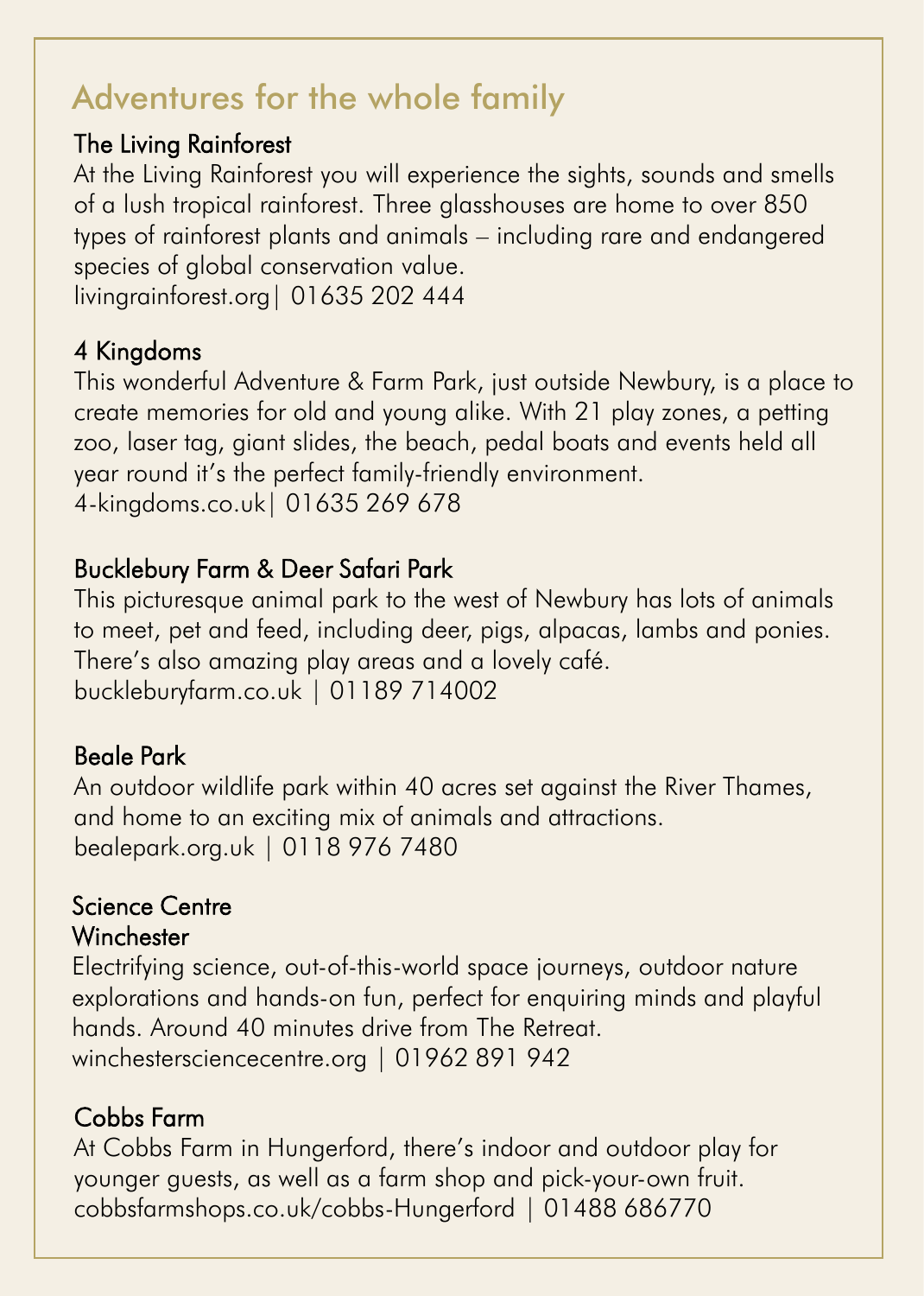## Adventures for the whole family

### The Living Rainforest

At the Living Rainforest you will experience the sights, sounds and smells of a lush tropical rainforest. Three glasshouses are home to over 850 types of rainforest plants and animals – including rare and endangered species of global conservation value.
livingrainforest.org| 01635 202 444

### 4 Kingdoms

This wonderful Adventure & Farm Park, just outside Newbury, is a place to create memories for old and young alike. With 21 play zones, a petting zoo, laser tag, giant slides, the beach, pedal boats and events held all year round it's the perfect family-friendly environment.
4-kingdoms.co.uk| 01635 269 678

### Bucklebury Farm & Deer Safari Park

This picturesque animal park to the west of Newbury has lots of animals to meet, pet and feed, including deer, pigs, alpacas, lambs and ponies. There's also amazing play areas and a lovely café.
buckleburyfarm.co.uk | 01189 714002

### Beale Park

An outdoor wildlife park within 40 acres set against the River Thames, and home to an exciting mix of animals and attractions.
bealepark.org.uk | 0118 976 7480

### Science Centre Winchester

Electrifying science, out-of-this-world space journeys, outdoor nature explorations and hands-on fun, perfect for enquiring minds and playful hands. Around 40 minutes drive from The Retreat.
winchestersciencecentre.org | 01962 891 942

### Cobbs Farm

At Cobbs Farm in Hungerford, there's indoor and outdoor play for younger guests, as well as a farm shop and pick-your-own fruit.
cobbsfarmshops.co.uk/cobbs-Hungerford | 01488 686770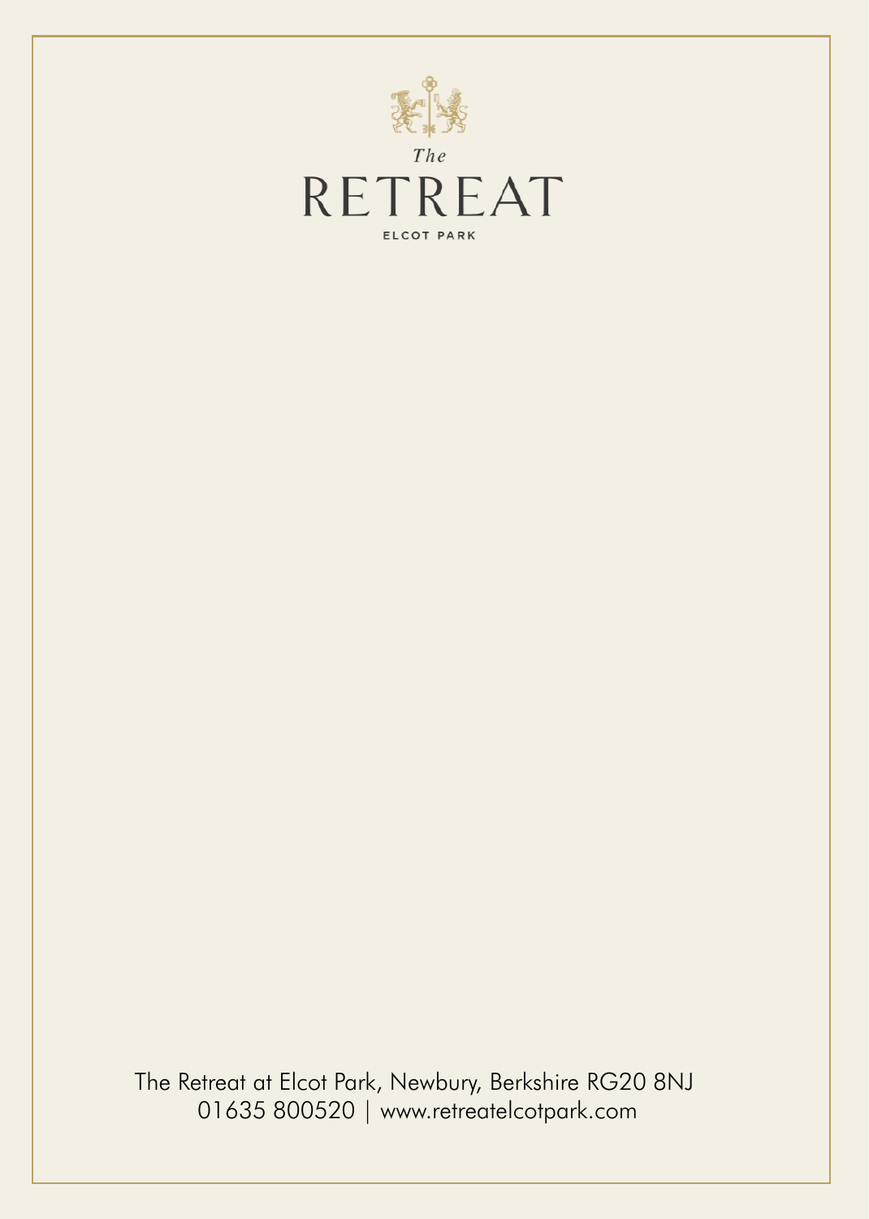*The*

# RETREAT

ELCOT PARK

The Retreat at Elcot Park, Newbury, Berkshire RG20 8NJ
01635 800520 | www.retreatelcotpark.com